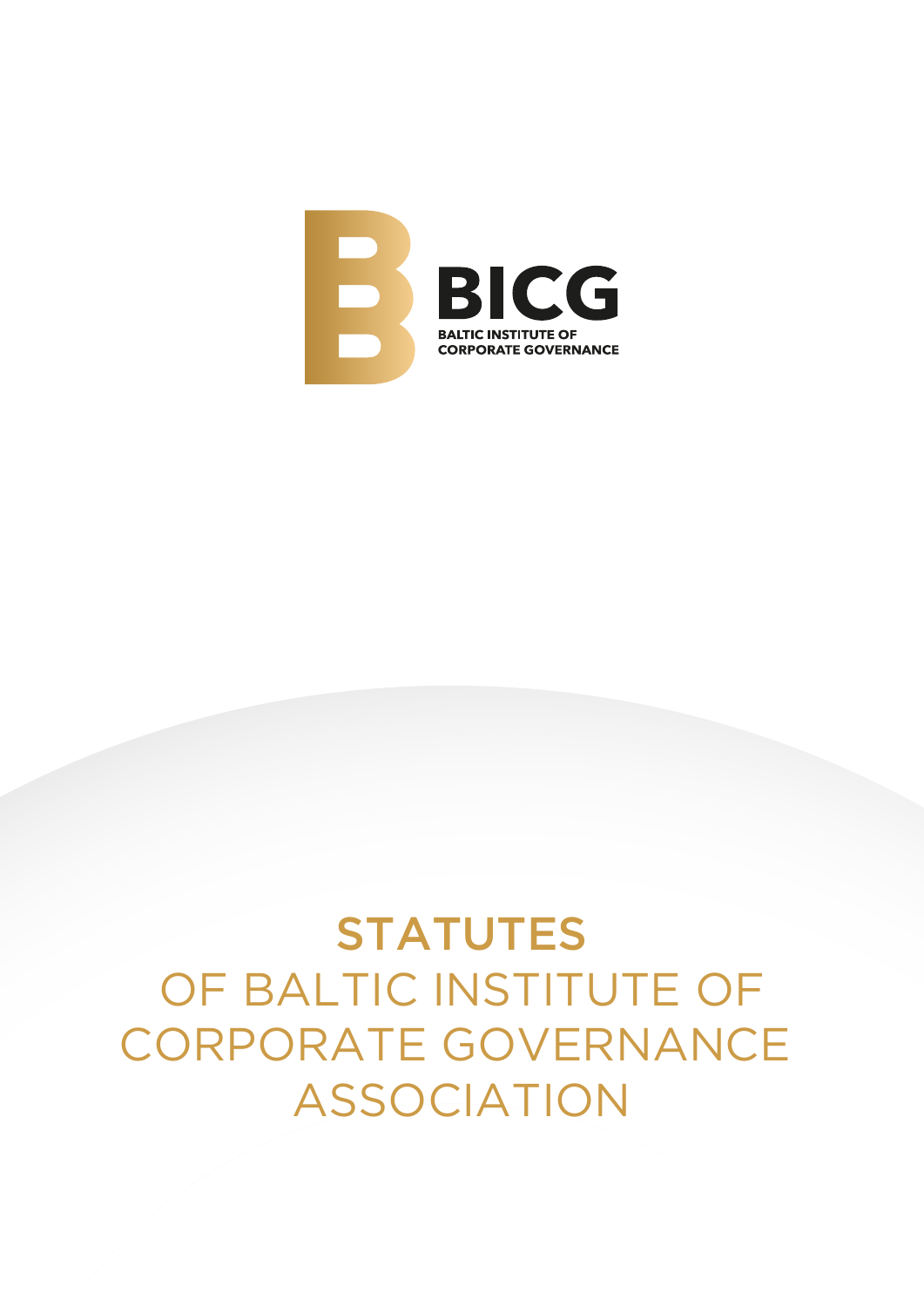BICG

BALTIC INSTITUTE OF CORPORATE GOVERNANCE

# STATUTES

# OF BALTIC INSTITUTE OF CORPORATE GOVERNANCE ASSOCIATION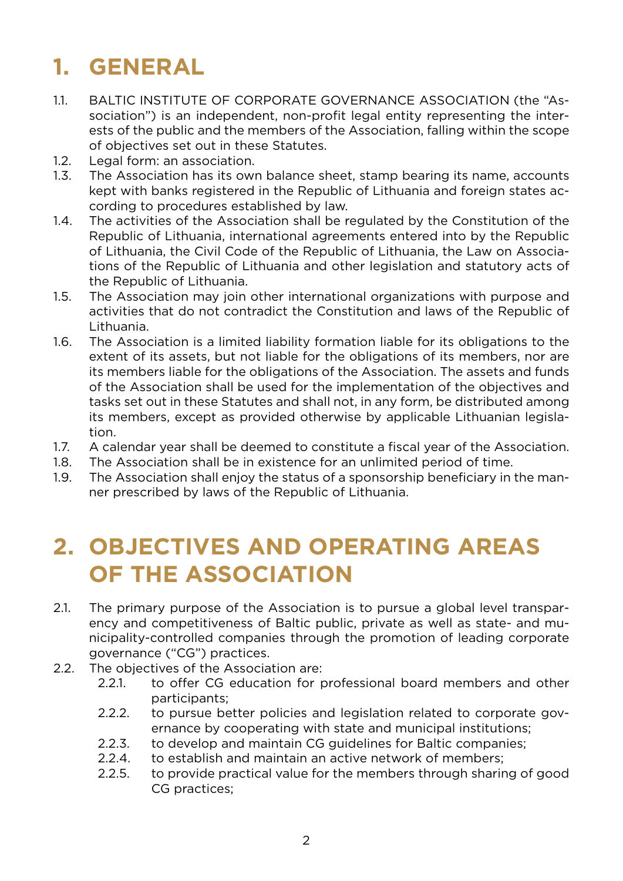# 1. GENERAL

1.1. BALTIC INSTITUTE OF CORPORATE GOVERNANCE ASSOCIATION (the "Association") is an independent, non-profit legal entity representing the interests of the public and the members of the Association, falling within the scope of objectives set out in these Statutes.

1.2. Legal form: an association.

1.3. The Association has its own balance sheet, stamp bearing its name, accounts kept with banks registered in the Republic of Lithuania and foreign states according to procedures established by law.

1.4. The activities of the Association shall be regulated by the Constitution of the Republic of Lithuania, international agreements entered into by the Republic of Lithuania, the Civil Code of the Republic of Lithuania, the Law on Associations of the Republic of Lithuania and other legislation and statutory acts of the Republic of Lithuania.

1.5. The Association may join other international organizations with purpose and activities that do not contradict the Constitution and laws of the Republic of Lithuania.

1.6. The Association is a limited liability formation liable for its obligations to the extent of its assets, but not liable for the obligations of its members, nor are its members liable for the obligations of the Association. The assets and funds of the Association shall be used for the implementation of the objectives and tasks set out in these Statutes and shall not, in any form, be distributed among its members, except as provided otherwise by applicable Lithuanian legislation.

1.7. A calendar year shall be deemed to constitute a fiscal year of the Association.

1.8. The Association shall be in existence for an unlimited period of time.

1.9. The Association shall enjoy the status of a sponsorship beneficiary in the manner prescribed by laws of the Republic of Lithuania.

# 2. OBJECTIVES AND OPERATING AREAS OF THE ASSOCIATION

2.1. The primary purpose of the Association is to pursue a global level transparency and competitiveness of Baltic public, private as well as state- and municipality-controlled companies through the promotion of leading corporate governance ("CG") practices.

2.2. The objectives of the Association are:

- 2.2.1. to offer CG education for professional board members and other participants;
- 2.2.2. to pursue better policies and legislation related to corporate governance by cooperating with state and municipal institutions;
- 2.2.3. to develop and maintain CG guidelines for Baltic companies;
- 2.2.4. to establish and maintain an active network of members;
- 2.2.5. to provide practical value for the members through sharing of good CG practices;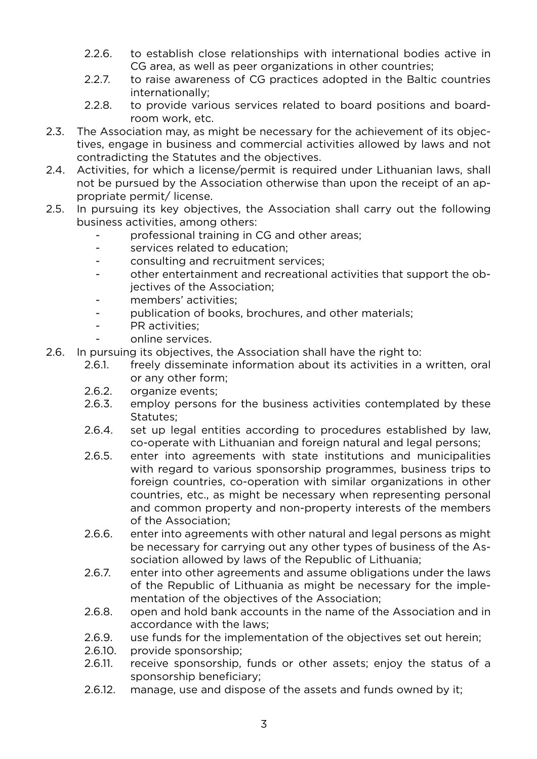- 2.2.6. to establish close relationships with international bodies active in CG area, as well as peer organizations in other countries;
- 2.2.7. to raise awareness of CG practices adopted in the Baltic countries internationally;
- 2.2.8. to provide various services related to board positions and board-room work, etc.

2.3. The Association may, as might be necessary for the achievement of its objectives, engage in business and commercial activities allowed by laws and not contradicting the Statutes and the objectives.

2.4. Activities, for which a license/permit is required under Lithuanian laws, shall not be pursued by the Association otherwise than upon the receipt of an appropriate permit/ license.

2.5. In pursuing its key objectives, the Association shall carry out the following business activities, among others:

- professional training in CG and other areas;
- services related to education;
- consulting and recruitment services;
- other entertainment and recreational activities that support the objectives of the Association;
- members' activities;
- publication of books, brochures, and other materials;
- PR activities;
- online services.

2.6. In pursuing its objectives, the Association shall have the right to:

- 2.6.1. freely disseminate information about its activities in a written, oral or any other form;
- 2.6.2. organize events;
- 2.6.3. employ persons for the business activities contemplated by these Statutes;
- 2.6.4. set up legal entities according to procedures established by law, co-operate with Lithuanian and foreign natural and legal persons;
- 2.6.5. enter into agreements with state institutions and municipalities with regard to various sponsorship programmes, business trips to foreign countries, co-operation with similar organizations in other countries, etc., as might be necessary when representing personal and common property and non-property interests of the members of the Association;
- 2.6.6. enter into agreements with other natural and legal persons as might be necessary for carrying out any other types of business of the Association allowed by laws of the Republic of Lithuania;
- 2.6.7. enter into other agreements and assume obligations under the laws of the Republic of Lithuania as might be necessary for the implementation of the objectives of the Association;
- 2.6.8. open and hold bank accounts in the name of the Association and in accordance with the laws;
- 2.6.9. use funds for the implementation of the objectives set out herein;
- 2.6.10. provide sponsorship;
- 2.6.11. receive sponsorship, funds or other assets; enjoy the status of a sponsorship beneficiary;
- 2.6.12. manage, use and dispose of the assets and funds owned by it;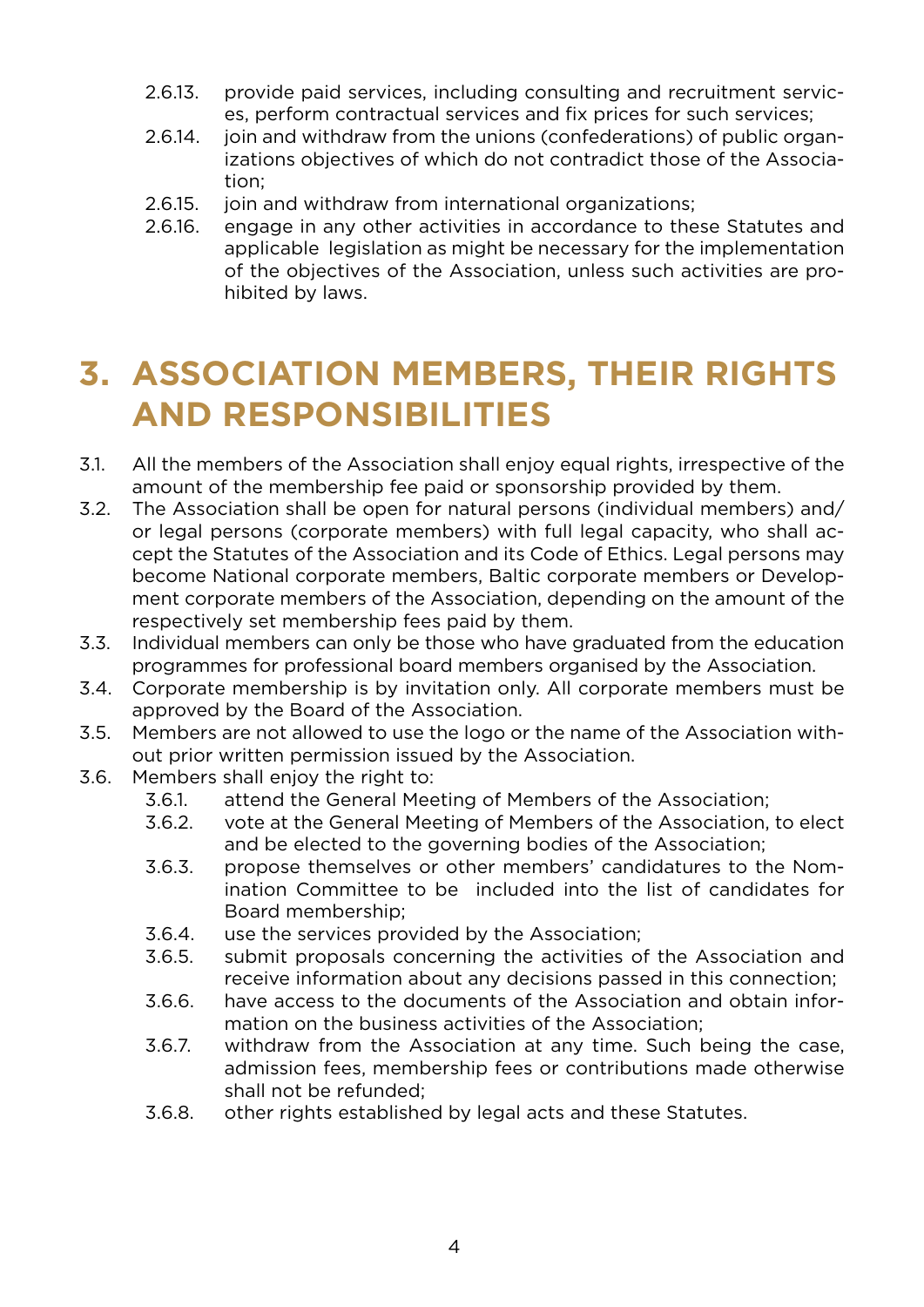- 2.6.13. provide paid services, including consulting and recruitment services, perform contractual services and fix prices for such services;
- 2.6.14. join and withdraw from the unions (confederations) of public organizations objectives of which do not contradict those of the Association;
- 2.6.15. join and withdraw from international organizations;
- 2.6.16. engage in any other activities in accordance to these Statutes and applicable legislation as might be necessary for the implementation of the objectives of the Association, unless such activities are prohibited by laws.

# 3. ASSOCIATION MEMBERS, THEIR RIGHTS AND RESPONSIBILITIES

3.1. All the members of the Association shall enjoy equal rights, irrespective of the amount of the membership fee paid or sponsorship provided by them.

3.2. The Association shall be open for natural persons (individual members) and/or legal persons (corporate members) with full legal capacity, who shall accept the Statutes of the Association and its Code of Ethics. Legal persons may become National corporate members, Baltic corporate members or Development corporate members of the Association, depending on the amount of the respectively set membership fees paid by them.

3.3. Individual members can only be those who have graduated from the education programmes for professional board members organised by the Association.

3.4. Corporate membership is by invitation only. All corporate members must be approved by the Board of the Association.

3.5. Members are not allowed to use the logo or the name of the Association without prior written permission issued by the Association.

3.6. Members shall enjoy the right to:

- 3.6.1. attend the General Meeting of Members of the Association;
- 3.6.2. vote at the General Meeting of Members of the Association, to elect and be elected to the governing bodies of the Association;
- 3.6.3. propose themselves or other members' candidatures to the Nomination Committee to be included into the list of candidates for Board membership;
- 3.6.4. use the services provided by the Association;
- 3.6.5. submit proposals concerning the activities of the Association and receive information about any decisions passed in this connection;
- 3.6.6. have access to the documents of the Association and obtain information on the business activities of the Association;
- 3.6.7. withdraw from the Association at any time. Such being the case, admission fees, membership fees or contributions made otherwise shall not be refunded;
- 3.6.8. other rights established by legal acts and these Statutes.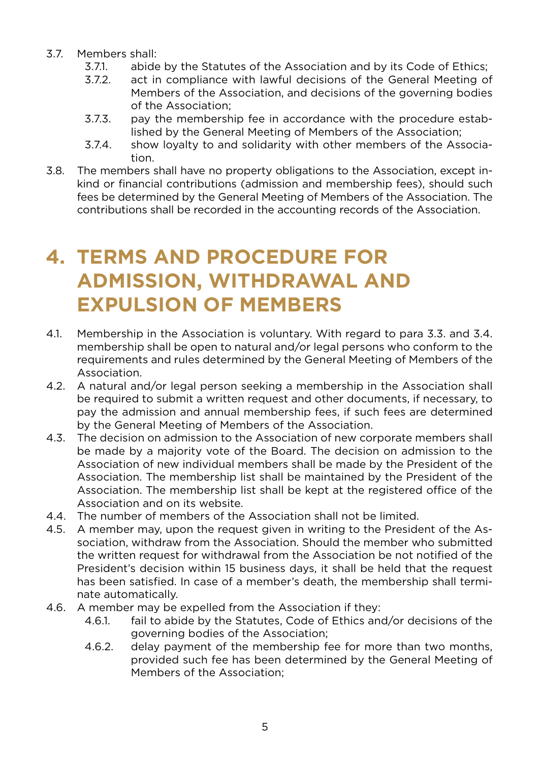3.7. Members shall:
   - 3.7.1. abide by the Statutes of the Association and by its Code of Ethics;
   - 3.7.2. act in compliance with lawful decisions of the General Meeting of Members of the Association, and decisions of the governing bodies of the Association;
   - 3.7.3. pay the membership fee in accordance with the procedure established by the General Meeting of Members of the Association;
   - 3.7.4. show loyalty to and solidarity with other members of the Association.

3.8. The members shall have no property obligations to the Association, except in-kind or financial contributions (admission and membership fees), should such fees be determined by the General Meeting of Members of the Association. The contributions shall be recorded in the accounting records of the Association.

# 4. TERMS AND PROCEDURE FOR ADMISSION, WITHDRAWAL AND EXPULSION OF MEMBERS

4.1. Membership in the Association is voluntary. With regard to para 3.3. and 3.4. membership shall be open to natural and/or legal persons who conform to the requirements and rules determined by the General Meeting of Members of the Association.

4.2. A natural and/or legal person seeking a membership in the Association shall be required to submit a written request and other documents, if necessary, to pay the admission and annual membership fees, if such fees are determined by the General Meeting of Members of the Association.

4.3. The decision on admission to the Association of new corporate members shall be made by a majority vote of the Board. The decision on admission to the Association of new individual members shall be made by the President of the Association. The membership list shall be maintained by the President of the Association. The membership list shall be kept at the registered office of the Association and on its website.

4.4. The number of members of the Association shall not be limited.

4.5. A member may, upon the request given in writing to the President of the Association, withdraw from the Association. Should the member who submitted the written request for withdrawal from the Association be not notified of the President's decision within 15 business days, it shall be held that the request has been satisfied. In case of a member's death, the membership shall terminate automatically.

4.6. A member may be expelled from the Association if they:
   - 4.6.1. fail to abide by the Statutes, Code of Ethics and/or decisions of the governing bodies of the Association;
   - 4.6.2. delay payment of the membership fee for more than two months, provided such fee has been determined by the General Meeting of Members of the Association;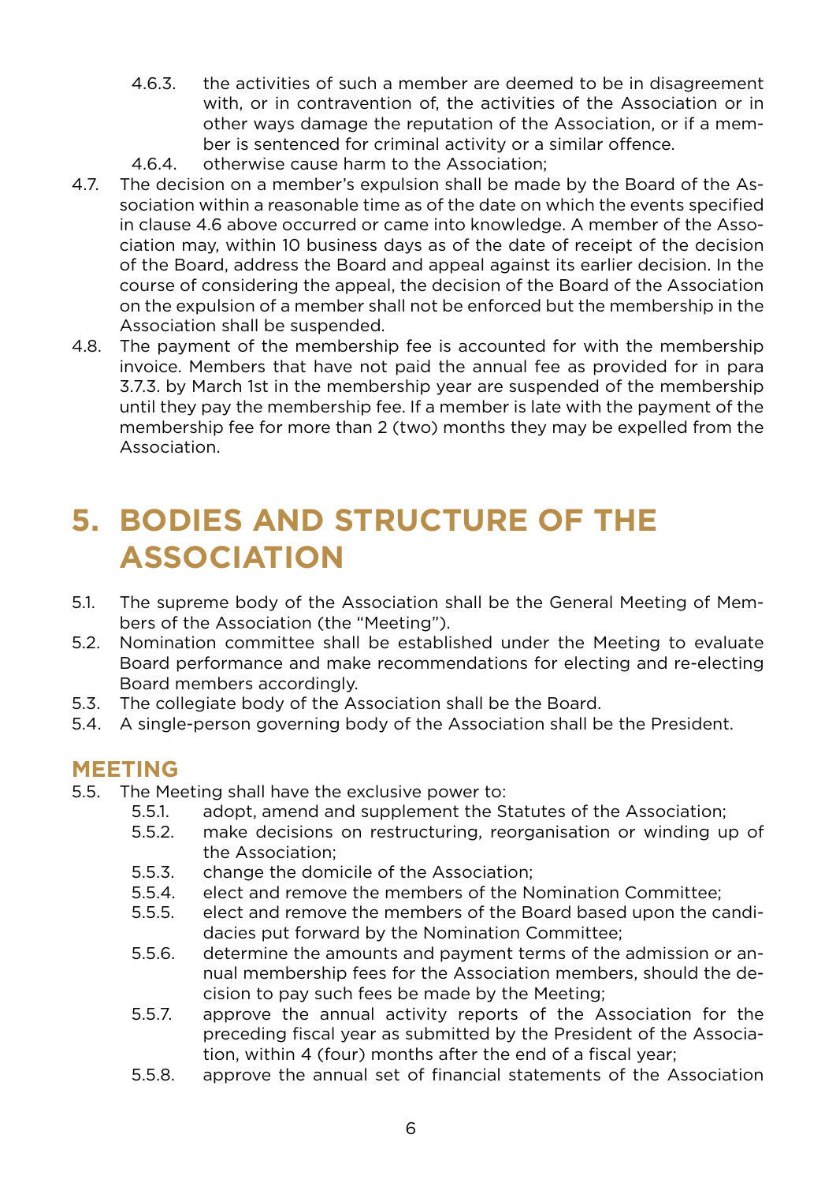4.6.3. the activities of such a member are deemed to be in disagreement with, or in contravention of, the activities of the Association or in other ways damage the reputation of the Association, or if a member is sentenced for criminal activity or a similar offence.

4.6.4. otherwise cause harm to the Association;

4.7. The decision on a member's expulsion shall be made by the Board of the Association within a reasonable time as of the date on which the events specified in clause 4.6 above occurred or came into knowledge. A member of the Association may, within 10 business days as of the date of receipt of the decision of the Board, address the Board and appeal against its earlier decision. In the course of considering the appeal, the decision of the Board of the Association on the expulsion of a member shall not be enforced but the membership in the Association shall be suspended.

4.8. The payment of the membership fee is accounted for with the membership invoice. Members that have not paid the annual fee as provided for in para 3.7.3. by March 1st in the membership year are suspended of the membership until they pay the membership fee. If a member is late with the payment of the membership fee for more than 2 (two) months they may be expelled from the Association.

# 5. BODIES AND STRUCTURE OF THE ASSOCIATION

5.1. The supreme body of the Association shall be the General Meeting of Members of the Association (the "Meeting").

5.2. Nomination committee shall be established under the Meeting to evaluate Board performance and make recommendations for electing and re-electing Board members accordingly.

5.3. The collegiate body of the Association shall be the Board.

5.4. A single-person governing body of the Association shall be the President.

## MEETING

5.5. The Meeting shall have the exclusive power to:

5.5.1. adopt, amend and supplement the Statutes of the Association;

5.5.2. make decisions on restructuring, reorganisation or winding up of the Association;

5.5.3. change the domicile of the Association;

5.5.4. elect and remove the members of the Nomination Committee;

5.5.5. elect and remove the members of the Board based upon the candidacies put forward by the Nomination Committee;

5.5.6. determine the amounts and payment terms of the admission or annual membership fees for the Association members, should the decision to pay such fees be made by the Meeting;

5.5.7. approve the annual activity reports of the Association for the preceding fiscal year as submitted by the President of the Association, within 4 (four) months after the end of a fiscal year;

5.5.8. approve the annual set of financial statements of the Association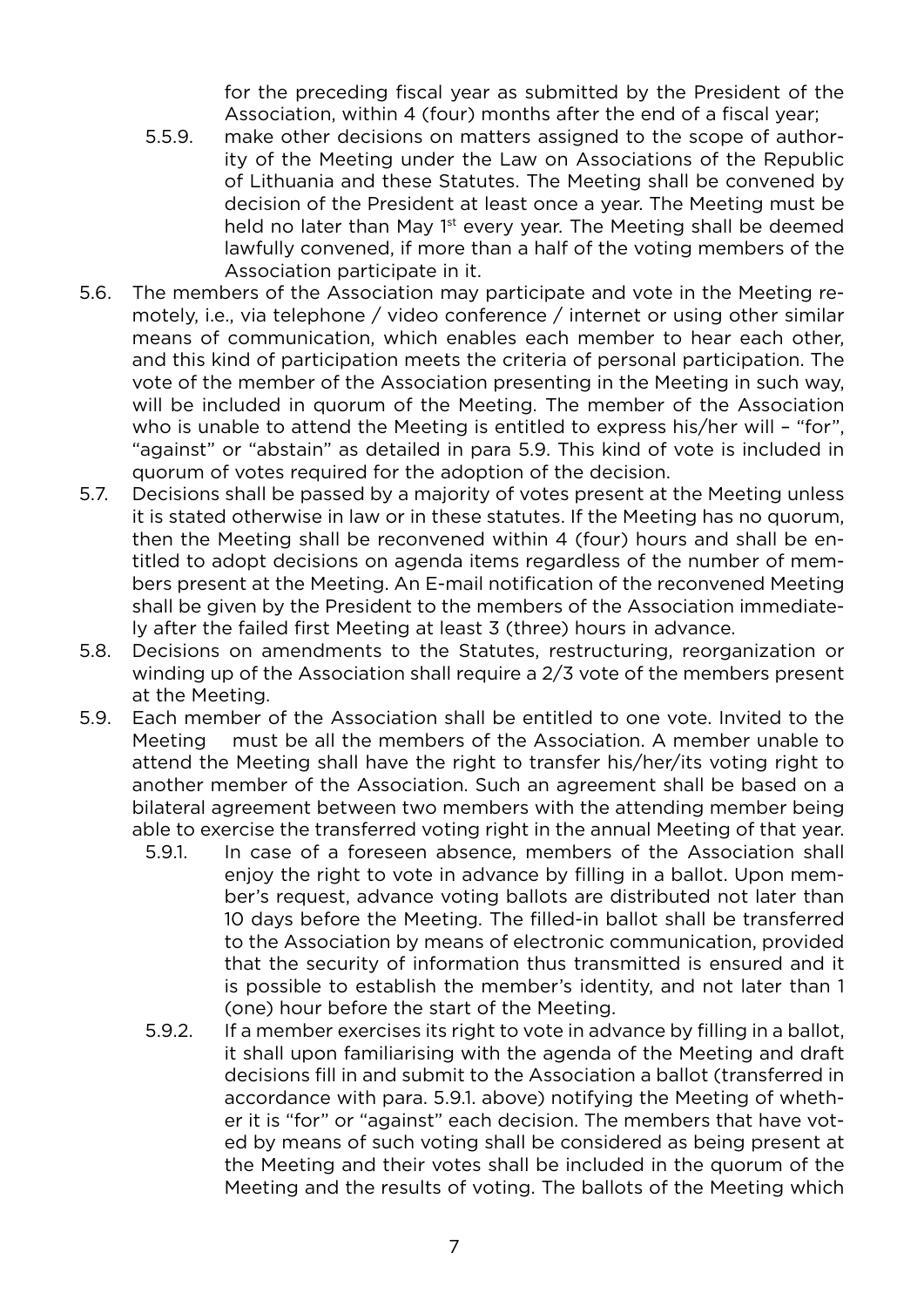for the preceding fiscal year as submitted by the President of the Association, within 4 (four) months after the end of a fiscal year;

5.5.9. make other decisions on matters assigned to the scope of authority of the Meeting under the Law on Associations of the Republic of Lithuania and these Statutes. The Meeting shall be convened by decision of the President at least once a year. The Meeting must be held no later than May 1st every year. The Meeting shall be deemed lawfully convened, if more than a half of the voting members of the Association participate in it.

5.6. The members of the Association may participate and vote in the Meeting remotely, i.e., via telephone / video conference / internet or using other similar means of communication, which enables each member to hear each other, and this kind of participation meets the criteria of personal participation. The vote of the member of the Association presenting in the Meeting in such way, will be included in quorum of the Meeting. The member of the Association who is unable to attend the Meeting is entitled to express his/her will – "for", "against" or "abstain" as detailed in para 5.9. This kind of vote is included in quorum of votes required for the adoption of the decision.

5.7. Decisions shall be passed by a majority of votes present at the Meeting unless it is stated otherwise in law or in these statutes. If the Meeting has no quorum, then the Meeting shall be reconvened within 4 (four) hours and shall be entitled to adopt decisions on agenda items regardless of the number of members present at the Meeting. An E-mail notification of the reconvened Meeting shall be given by the President to the members of the Association immediately after the failed first Meeting at least 3 (three) hours in advance.

5.8. Decisions on amendments to the Statutes, restructuring, reorganization or winding up of the Association shall require a 2/3 vote of the members present at the Meeting.

5.9. Each member of the Association shall be entitled to one vote. Invited to the Meeting must be all the members of the Association. A member unable to attend the Meeting shall have the right to transfer his/her/its voting right to another member of the Association. Such an agreement shall be based on a bilateral agreement between two members with the attending member being able to exercise the transferred voting right in the annual Meeting of that year.

5.9.1. In case of a foreseen absence, members of the Association shall enjoy the right to vote in advance by filling in a ballot. Upon member's request, advance voting ballots are distributed not later than 10 days before the Meeting. The filled-in ballot shall be transferred to the Association by means of electronic communication, provided that the security of information thus transmitted is ensured and it is possible to establish the member's identity, and not later than 1 (one) hour before the start of the Meeting.

5.9.2. If a member exercises its right to vote in advance by filling in a ballot, it shall upon familiarising with the agenda of the Meeting and draft decisions fill in and submit to the Association a ballot (transferred in accordance with para. 5.9.1. above) notifying the Meeting of whether it is "for" or "against" each decision. The members that have voted by means of such voting shall be considered as being present at the Meeting and their votes shall be included in the quorum of the Meeting and the results of voting. The ballots of the Meeting which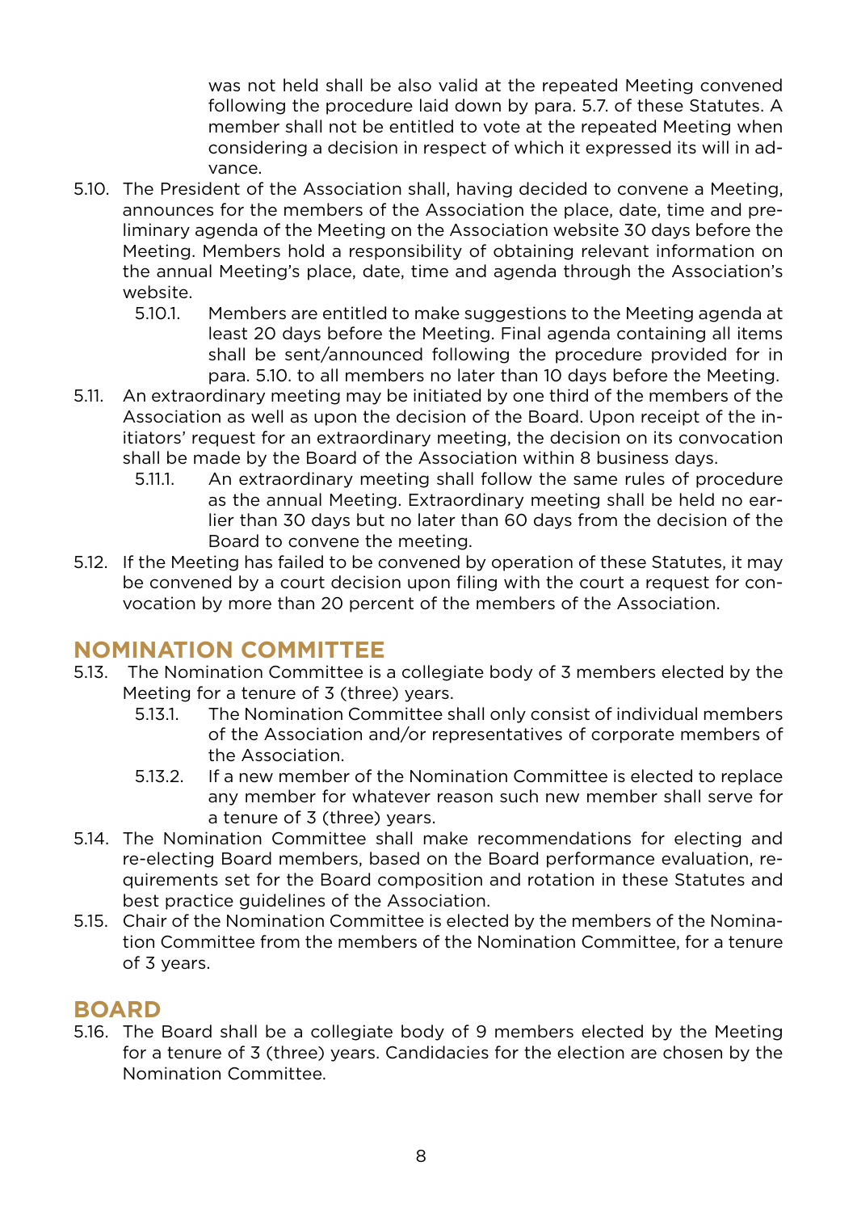was not held shall be also valid at the repeated Meeting convened following the procedure laid down by para. 5.7. of these Statutes. A member shall not be entitled to vote at the repeated Meeting when considering a decision in respect of which it expressed its will in advance.

5.10. The President of the Association shall, having decided to convene a Meeting, announces for the members of the Association the place, date, time and preliminary agenda of the Meeting on the Association website 30 days before the Meeting. Members hold a responsibility of obtaining relevant information on the annual Meeting's place, date, time and agenda through the Association's website.

5.10.1. Members are entitled to make suggestions to the Meeting agenda at least 20 days before the Meeting. Final agenda containing all items shall be sent/announced following the procedure provided for in para. 5.10. to all members no later than 10 days before the Meeting.

5.11. An extraordinary meeting may be initiated by one third of the members of the Association as well as upon the decision of the Board. Upon receipt of the initiators' request for an extraordinary meeting, the decision on its convocation shall be made by the Board of the Association within 8 business days.

5.11.1. An extraordinary meeting shall follow the same rules of procedure as the annual Meeting. Extraordinary meeting shall be held no earlier than 30 days but no later than 60 days from the decision of the Board to convene the meeting.

5.12. If the Meeting has failed to be convened by operation of these Statutes, it may be convened by a court decision upon filing with the court a request for convocation by more than 20 percent of the members of the Association.

## NOMINATION COMMITTEE

5.13. The Nomination Committee is a collegiate body of 3 members elected by the Meeting for a tenure of 3 (three) years.

5.13.1. The Nomination Committee shall only consist of individual members of the Association and/or representatives of corporate members of the Association.

5.13.2. If a new member of the Nomination Committee is elected to replace any member for whatever reason such new member shall serve for a tenure of 3 (three) years.

5.14. The Nomination Committee shall make recommendations for electing and re-electing Board members, based on the Board performance evaluation, requirements set for the Board composition and rotation in these Statutes and best practice guidelines of the Association.

5.15. Chair of the Nomination Committee is elected by the members of the Nomination Committee from the members of the Nomination Committee, for a tenure of 3 years.

## BOARD

5.16. The Board shall be a collegiate body of 9 members elected by the Meeting for a tenure of 3 (three) years. Candidacies for the election are chosen by the Nomination Committee.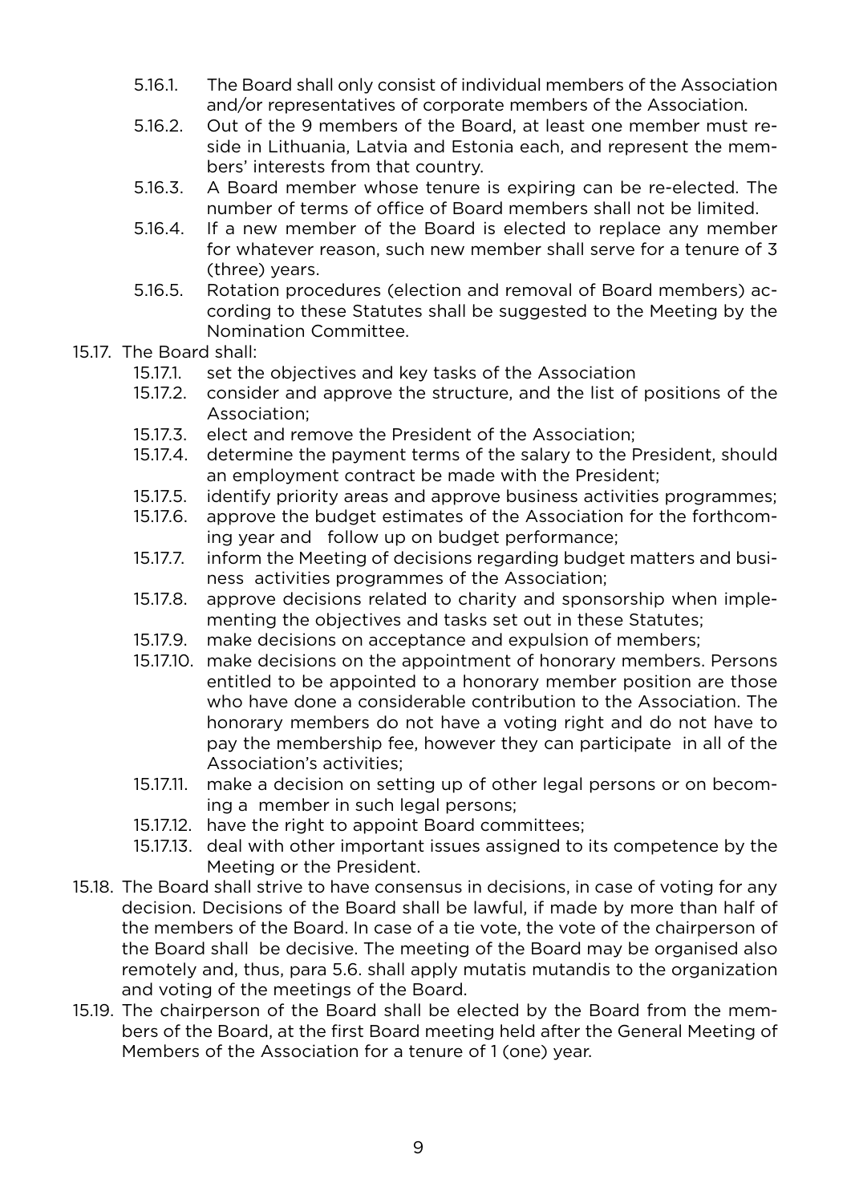- 5.16.1. The Board shall only consist of individual members of the Association and/or representatives of corporate members of the Association.
- 5.16.2. Out of the 9 members of the Board, at least one member must reside in Lithuania, Latvia and Estonia each, and represent the members' interests from that country.
- 5.16.3. A Board member whose tenure is expiring can be re-elected. The number of terms of office of Board members shall not be limited.
- 5.16.4. If a new member of the Board is elected to replace any member for whatever reason, such new member shall serve for a tenure of 3 (three) years.
- 5.16.5. Rotation procedures (election and removal of Board members) according to these Statutes shall be suggested to the Meeting by the Nomination Committee.

15.17. The Board shall:

- 15.17.1. set the objectives and key tasks of the Association
- 15.17.2. consider and approve the structure, and the list of positions of the Association;
- 15.17.3. elect and remove the President of the Association;
- 15.17.4. determine the payment terms of the salary to the President, should an employment contract be made with the President;
- 15.17.5. identify priority areas and approve business activities programmes;
- 15.17.6. approve the budget estimates of the Association for the forthcoming year and follow up on budget performance;
- 15.17.7. inform the Meeting of decisions regarding budget matters and business activities programmes of the Association;
- 15.17.8. approve decisions related to charity and sponsorship when implementing the objectives and tasks set out in these Statutes;
- 15.17.9. make decisions on acceptance and expulsion of members;
- 15.17.10. make decisions on the appointment of honorary members. Persons entitled to be appointed to a honorary member position are those who have done a considerable contribution to the Association. The honorary members do not have a voting right and do not have to pay the membership fee, however they can participate in all of the Association's activities;
- 15.17.11. make a decision on setting up of other legal persons or on becoming a member in such legal persons;
- 15.17.12. have the right to appoint Board committees;
- 15.17.13. deal with other important issues assigned to its competence by the Meeting or the President.

15.18. The Board shall strive to have consensus in decisions, in case of voting for any decision. Decisions of the Board shall be lawful, if made by more than half of the members of the Board. In case of a tie vote, the vote of the chairperson of the Board shall be decisive. The meeting of the Board may be organised also remotely and, thus, para 5.6. shall apply mutatis mutandis to the organization and voting of the meetings of the Board.

15.19. The chairperson of the Board shall be elected by the Board from the members of the Board, at the first Board meeting held after the General Meeting of Members of the Association for a tenure of 1 (one) year.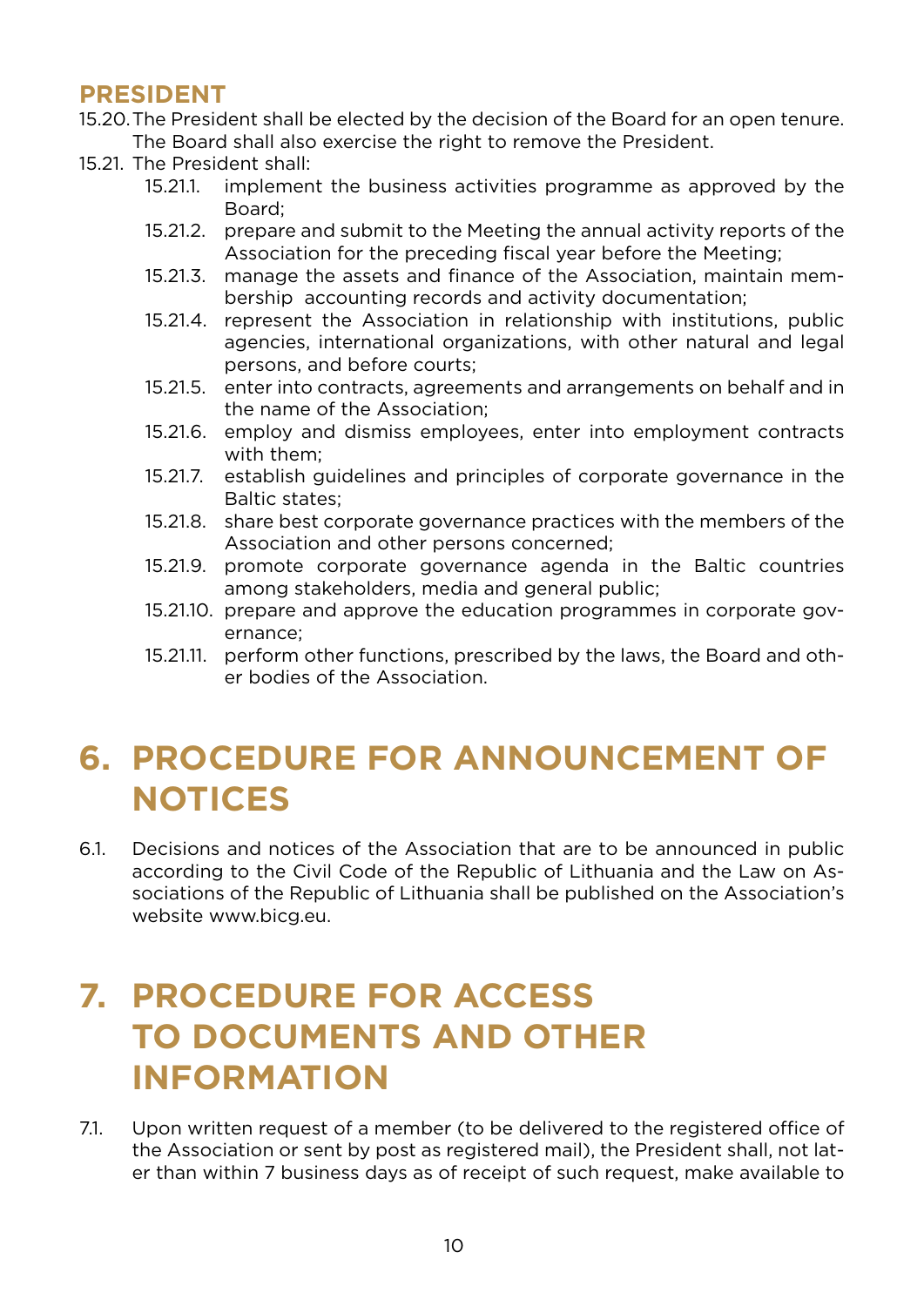### PRESIDENT

15.20. The President shall be elected by the decision of the Board for an open tenure. The Board shall also exercise the right to remove the President.

15.21. The President shall:

- 15.21.1. implement the business activities programme as approved by the Board;
- 15.21.2. prepare and submit to the Meeting the annual activity reports of the Association for the preceding fiscal year before the Meeting;
- 15.21.3. manage the assets and finance of the Association, maintain membership accounting records and activity documentation;
- 15.21.4. represent the Association in relationship with institutions, public agencies, international organizations, with other natural and legal persons, and before courts;
- 15.21.5. enter into contracts, agreements and arrangements on behalf and in the name of the Association;
- 15.21.6. employ and dismiss employees, enter into employment contracts with them;
- 15.21.7. establish guidelines and principles of corporate governance in the Baltic states;
- 15.21.8. share best corporate governance practices with the members of the Association and other persons concerned;
- 15.21.9. promote corporate governance agenda in the Baltic countries among stakeholders, media and general public;
- 15.21.10. prepare and approve the education programmes in corporate governance;
- 15.21.11. perform other functions, prescribed by the laws, the Board and other bodies of the Association.

## 6. PROCEDURE FOR ANNOUNCEMENT OF NOTICES

6.1. Decisions and notices of the Association that are to be announced in public according to the Civil Code of the Republic of Lithuania and the Law on Associations of the Republic of Lithuania shall be published on the Association's website www.bicg.eu.

## 7. PROCEDURE FOR ACCESS TO DOCUMENTS AND OTHER INFORMATION

7.1. Upon written request of a member (to be delivered to the registered office of the Association or sent by post as registered mail), the President shall, not later than within 7 business days as of receipt of such request, make available to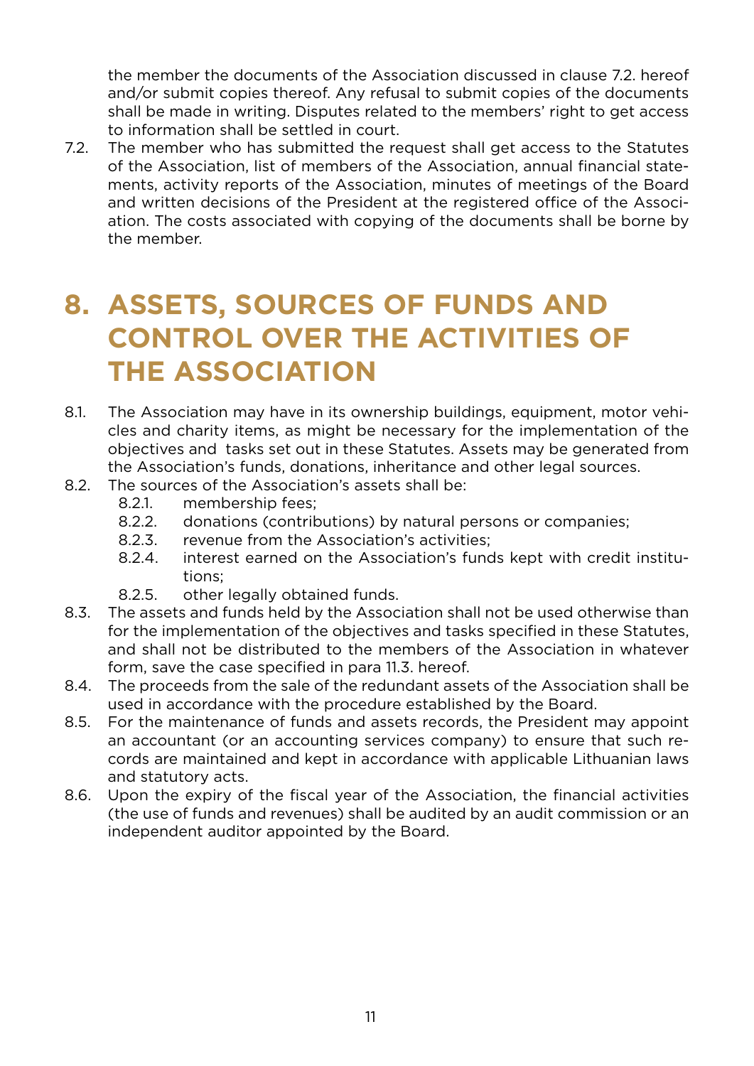the member the documents of the Association discussed in clause 7.2. hereof and/or submit copies thereof. Any refusal to submit copies of the documents shall be made in writing. Disputes related to the members' right to get access to information shall be settled in court.

7.2. The member who has submitted the request shall get access to the Statutes of the Association, list of members of the Association, annual financial statements, activity reports of the Association, minutes of meetings of the Board and written decisions of the President at the registered office of the Association. The costs associated with copying of the documents shall be borne by the member.

# 8. ASSETS, SOURCES OF FUNDS AND CONTROL OVER THE ACTIVITIES OF THE ASSOCIATION

8.1. The Association may have in its ownership buildings, equipment, motor vehicles and charity items, as might be necessary for the implementation of the objectives and tasks set out in these Statutes. Assets may be generated from the Association's funds, donations, inheritance and other legal sources.

8.2. The sources of the Association's assets shall be:
  - 8.2.1. membership fees;
  - 8.2.2. donations (contributions) by natural persons or companies;
  - 8.2.3. revenue from the Association's activities;
  - 8.2.4. interest earned on the Association's funds kept with credit institutions;
  - 8.2.5. other legally obtained funds.

8.3. The assets and funds held by the Association shall not be used otherwise than for the implementation of the objectives and tasks specified in these Statutes, and shall not be distributed to the members of the Association in whatever form, save the case specified in para 11.3. hereof.

8.4. The proceeds from the sale of the redundant assets of the Association shall be used in accordance with the procedure established by the Board.

8.5. For the maintenance of funds and assets records, the President may appoint an accountant (or an accounting services company) to ensure that such records are maintained and kept in accordance with applicable Lithuanian laws and statutory acts.

8.6. Upon the expiry of the fiscal year of the Association, the financial activities (the use of funds and revenues) shall be audited by an audit commission or an independent auditor appointed by the Board.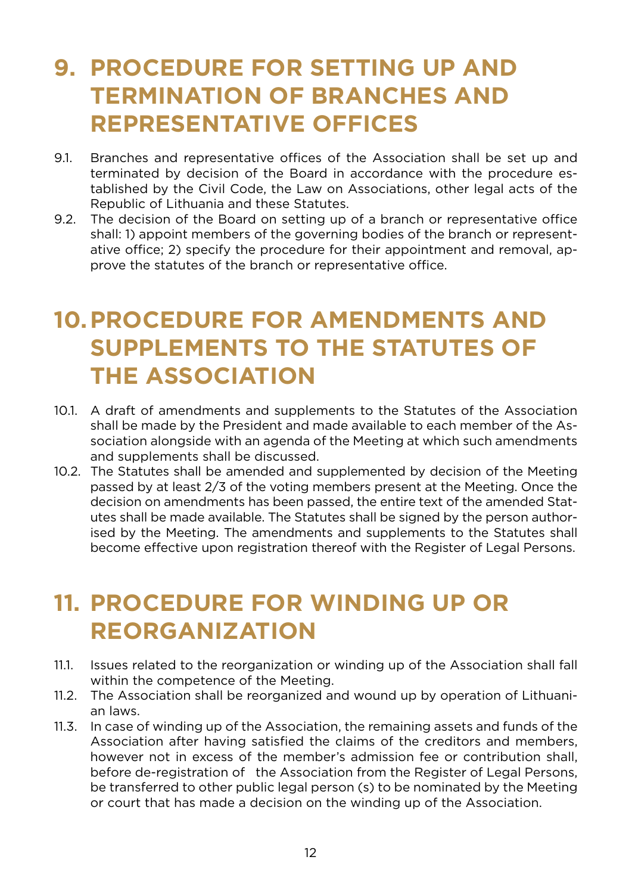# 9. PROCEDURE FOR SETTING UP AND TERMINATION OF BRANCHES AND REPRESENTATIVE OFFICES

9.1. Branches and representative offices of the Association shall be set up and terminated by decision of the Board in accordance with the procedure established by the Civil Code, the Law on Associations, other legal acts of the Republic of Lithuania and these Statutes.

9.2. The decision of the Board on setting up of a branch or representative office shall: 1) appoint members of the governing bodies of the branch or representative office; 2) specify the procedure for their appointment and removal, approve the statutes of the branch or representative office.

# 10. PROCEDURE FOR AMENDMENTS AND SUPPLEMENTS TO THE STATUTES OF THE ASSOCIATION

10.1. A draft of amendments and supplements to the Statutes of the Association shall be made by the President and made available to each member of the Association alongside with an agenda of the Meeting at which such amendments and supplements shall be discussed.

10.2. The Statutes shall be amended and supplemented by decision of the Meeting passed by at least 2/3 of the voting members present at the Meeting. Once the decision on amendments has been passed, the entire text of the amended Statutes shall be made available. The Statutes shall be signed by the person authorised by the Meeting. The amendments and supplements to the Statutes shall become effective upon registration thereof with the Register of Legal Persons.

# 11. PROCEDURE FOR WINDING UP OR REORGANIZATION

11.1. Issues related to the reorganization or winding up of the Association shall fall within the competence of the Meeting.

11.2. The Association shall be reorganized and wound up by operation of Lithuanian laws.

11.3. In case of winding up of the Association, the remaining assets and funds of the Association after having satisfied the claims of the creditors and members, however not in excess of the member's admission fee or contribution shall, before de-registration of the Association from the Register of Legal Persons, be transferred to other public legal person (s) to be nominated by the Meeting or court that has made a decision on the winding up of the Association.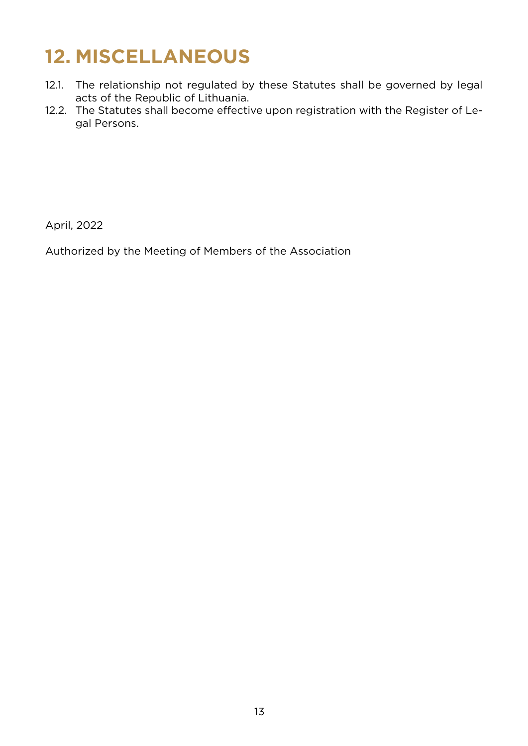# 12. MISCELLANEOUS

12.1. The relationship not regulated by these Statutes shall be governed by legal acts of the Republic of Lithuania.

12.2. The Statutes shall become effective upon registration with the Register of Legal Persons.

April, 2022

Authorized by the Meeting of Members of the Association